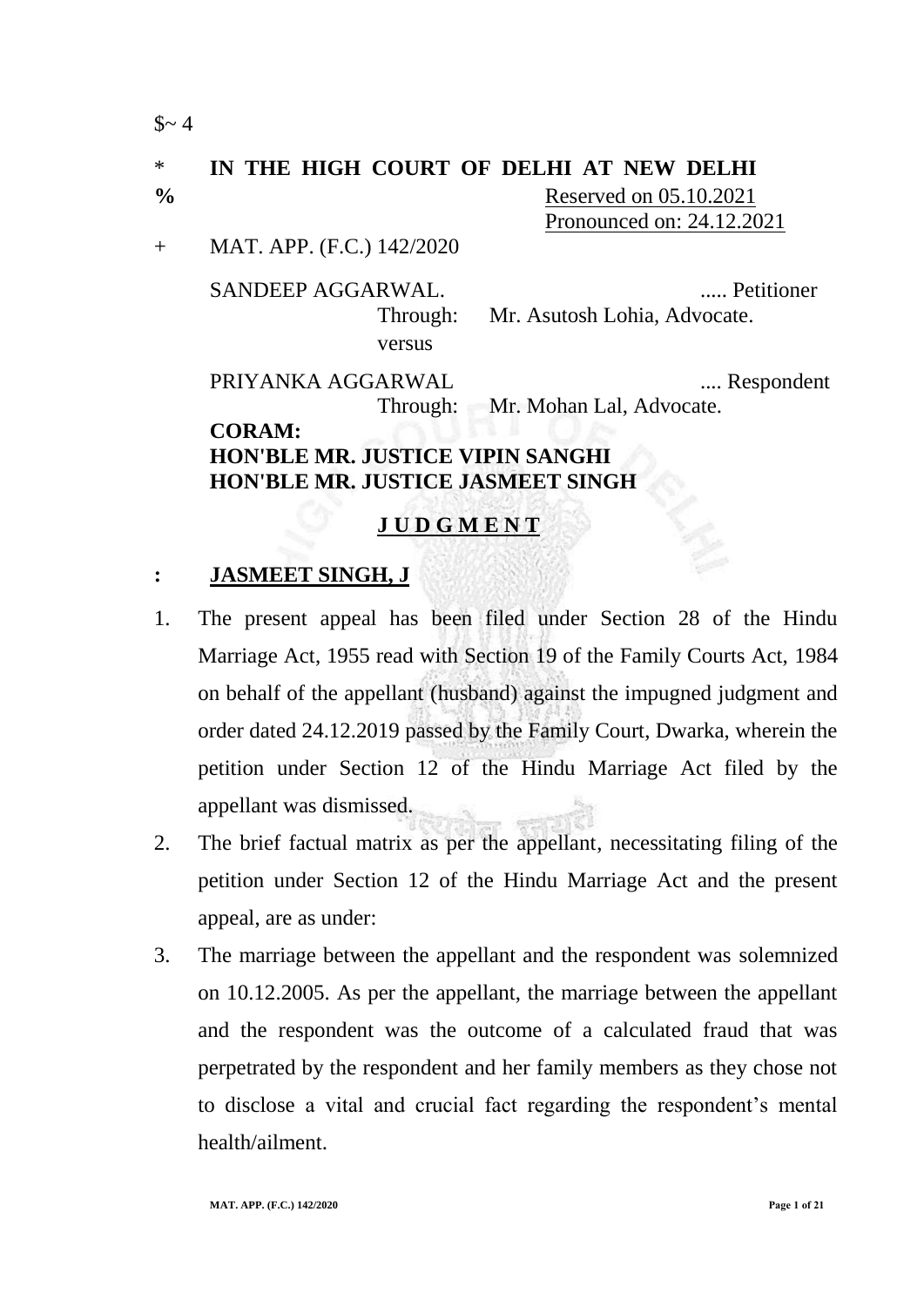$~ 4

\* **IN THE HIGH COURT OF DELHI AT NEW DELHI**

% Reserved on 05.10.2021

Pronounced on: 24.12.2021

\+ MAT. APP. (F.C.) 142/2020

SANDEEP AGGARWAL. ..... Petitioner

Through: Mr. Asutosh Lohia, Advocate.

versus

PRIYANKA AGGARWAL .... Respondent

Through: Mr. Mohan Lal, Advocate.

**CORAM:**
**HON'BLE MR. JUSTICE VIPIN SANGHI**
**HON'BLE MR. JUSTICE JASMEET SINGH**

## J U D G M E N T

**: JASMEET SINGH, J**

1. The present appeal has been filed under Section 28 of the Hindu Marriage Act, 1955 read with Section 19 of the Family Courts Act, 1984 on behalf of the appellant (husband) against the impugned judgment and order dated 24.12.2019 passed by the Family Court, Dwarka, wherein the petition under Section 12 of the Hindu Marriage Act filed by the appellant was dismissed.
2. The brief factual matrix as per the appellant, necessitating filing of the petition under Section 12 of the Hindu Marriage Act and the present appeal, are as under:
3. The marriage between the appellant and the respondent was solemnized on 10.12.2005. As per the appellant, the marriage between the appellant and the respondent was the outcome of a calculated fraud that was perpetrated by the respondent and her family members as they chose not to disclose a vital and crucial fact regarding the respondent's mental health/ailment.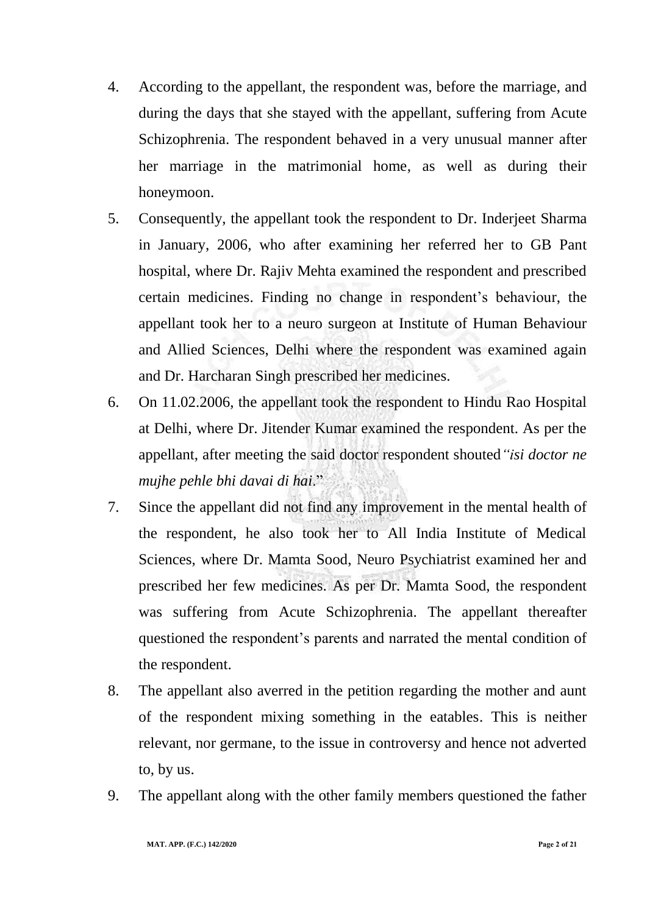4. According to the appellant, the respondent was, before the marriage, and during the days that she stayed with the appellant, suffering from Acute Schizophrenia. The respondent behaved in a very unusual manner after her marriage in the matrimonial home, as well as during their honeymoon.
5. Consequently, the appellant took the respondent to Dr. Inderjeet Sharma in January, 2006, who after examining her referred her to GB Pant hospital, where Dr. Rajiv Mehta examined the respondent and prescribed certain medicines. Finding no change in respondent's behaviour, the appellant took her to a neuro surgeon at Institute of Human Behaviour and Allied Sciences, Delhi where the respondent was examined again and Dr. Harcharan Singh prescribed her medicines.
6. On 11.02.2006, the appellant took the respondent to Hindu Rao Hospital at Delhi, where Dr. Jitender Kumar examined the respondent. As per the appellant, after meeting the said doctor respondent shouted *"isi doctor ne mujhe pehle bhi davai di hai*."
7. Since the appellant did not find any improvement in the mental health of the respondent, he also took her to All India Institute of Medical Sciences, where Dr. Mamta Sood, Neuro Psychiatrist examined her and prescribed her few medicines. As per Dr. Mamta Sood, the respondent was suffering from Acute Schizophrenia. The appellant thereafter questioned the respondent's parents and narrated the mental condition of the respondent.
8. The appellant also averred in the petition regarding the mother and aunt of the respondent mixing something in the eatables. This is neither relevant, nor germane, to the issue in controversy and hence not adverted to, by us.
9. The appellant along with the other family members questioned the father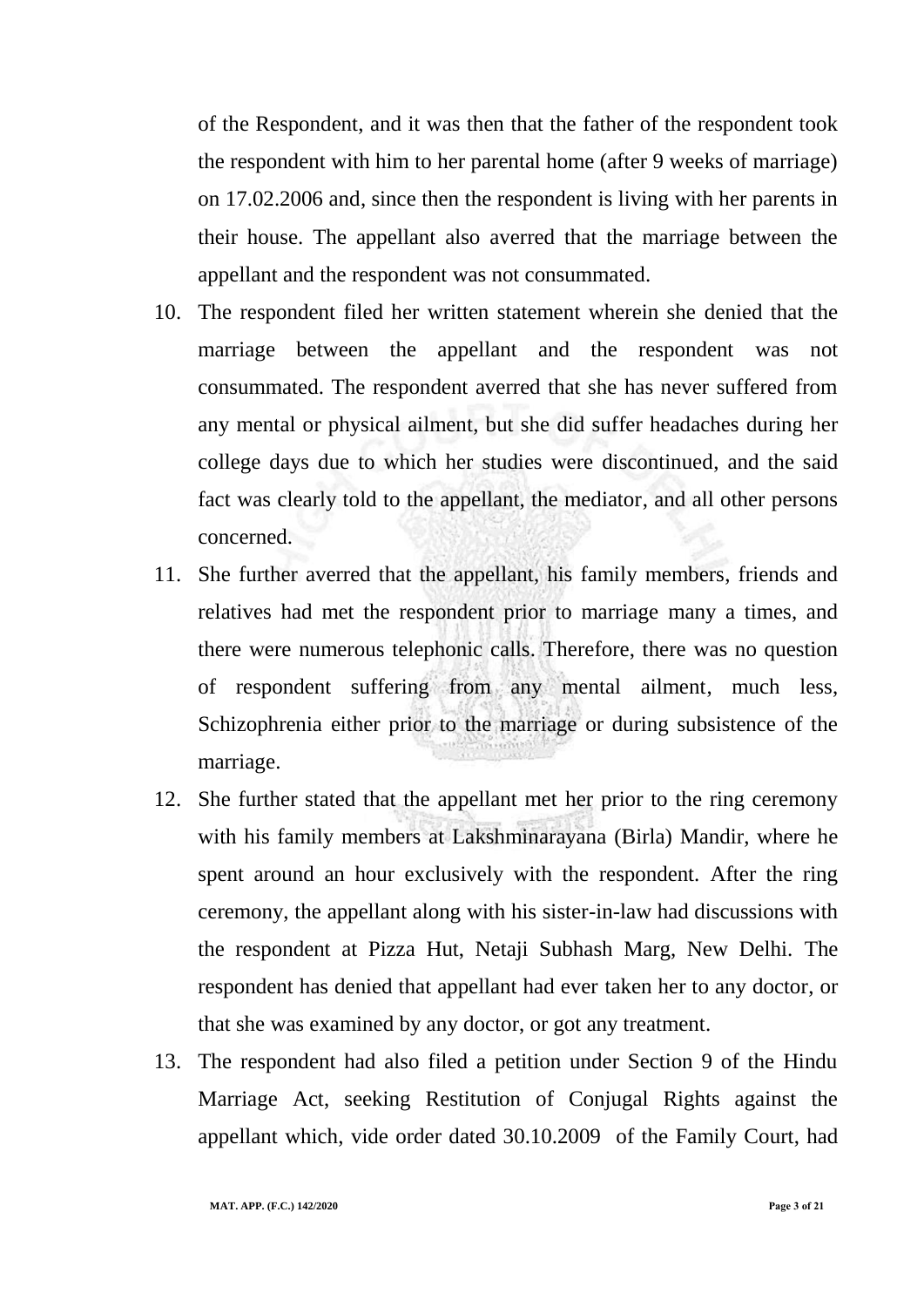of the Respondent, and it was then that the father of the respondent took the respondent with him to her parental home (after 9 weeks of marriage) on 17.02.2006 and, since then the respondent is living with her parents in their house. The appellant also averred that the marriage between the appellant and the respondent was not consummated.

10. The respondent filed her written statement wherein she denied that the marriage between the appellant and the respondent was not consummated. The respondent averred that she has never suffered from any mental or physical ailment, but she did suffer headaches during her college days due to which her studies were discontinued, and the said fact was clearly told to the appellant, the mediator, and all other persons concerned.

11. She further averred that the appellant, his family members, friends and relatives had met the respondent prior to marriage many a times, and there were numerous telephonic calls. Therefore, there was no question of respondent suffering from any mental ailment, much less, Schizophrenia either prior to the marriage or during subsistence of the marriage.

12. She further stated that the appellant met her prior to the ring ceremony with his family members at Lakshminarayana (Birla) Mandir, where he spent around an hour exclusively with the respondent. After the ring ceremony, the appellant along with his sister-in-law had discussions with the respondent at Pizza Hut, Netaji Subhash Marg, New Delhi. The respondent has denied that appellant had ever taken her to any doctor, or that she was examined by any doctor, or got any treatment.

13. The respondent had also filed a petition under Section 9 of the Hindu Marriage Act, seeking Restitution of Conjugal Rights against the appellant which, vide order dated 30.10.2009 of the Family Court, had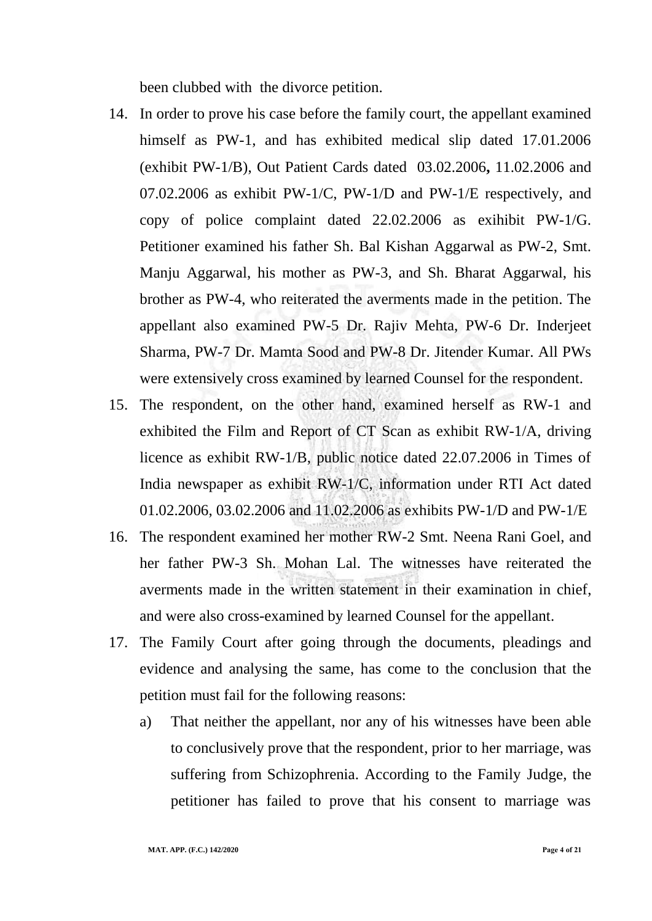been clubbed with the divorce petition.

14. In order to prove his case before the family court, the appellant examined himself as PW-1, and has exhibited medical slip dated 17.01.2006 (exhibit PW-1/B), Out Patient Cards dated 03.02.2006**,** 11.02.2006 and 07.02.2006 as exhibit PW-1/C, PW-1/D and PW-1/E respectively, and copy of police complaint dated 22.02.2006 as exihibit PW-1/G. Petitioner examined his father Sh. Bal Kishan Aggarwal as PW-2, Smt. Manju Aggarwal, his mother as PW-3, and Sh. Bharat Aggarwal, his brother as PW-4, who reiterated the averments made in the petition. The appellant also examined PW-5 Dr. Rajiv Mehta, PW-6 Dr. Inderjeet Sharma, PW-7 Dr. Mamta Sood and PW-8 Dr. Jitender Kumar. All PWs were extensively cross examined by learned Counsel for the respondent.

15. The respondent, on the other hand, examined herself as RW-1 and exhibited the Film and Report of CT Scan as exhibit RW-1/A, driving licence as exhibit RW-1/B, public notice dated 22.07.2006 in Times of India newspaper as exhibit RW-1/C, information under RTI Act dated 01.02.2006, 03.02.2006 and 11.02.2006 as exhibits PW-1/D and PW-1/E

16. The respondent examined her mother RW-2 Smt. Neena Rani Goel, and her father PW-3 Sh. Mohan Lal. The witnesses have reiterated the averments made in the written statement in their examination in chief, and were also cross-examined by learned Counsel for the appellant.

17. The Family Court after going through the documents, pleadings and evidence and analysing the same, has come to the conclusion that the petition must fail for the following reasons:

    a) That neither the appellant, nor any of his witnesses have been able to conclusively prove that the respondent, prior to her marriage, was suffering from Schizophrenia. According to the Family Judge, the petitioner has failed to prove that his consent to marriage was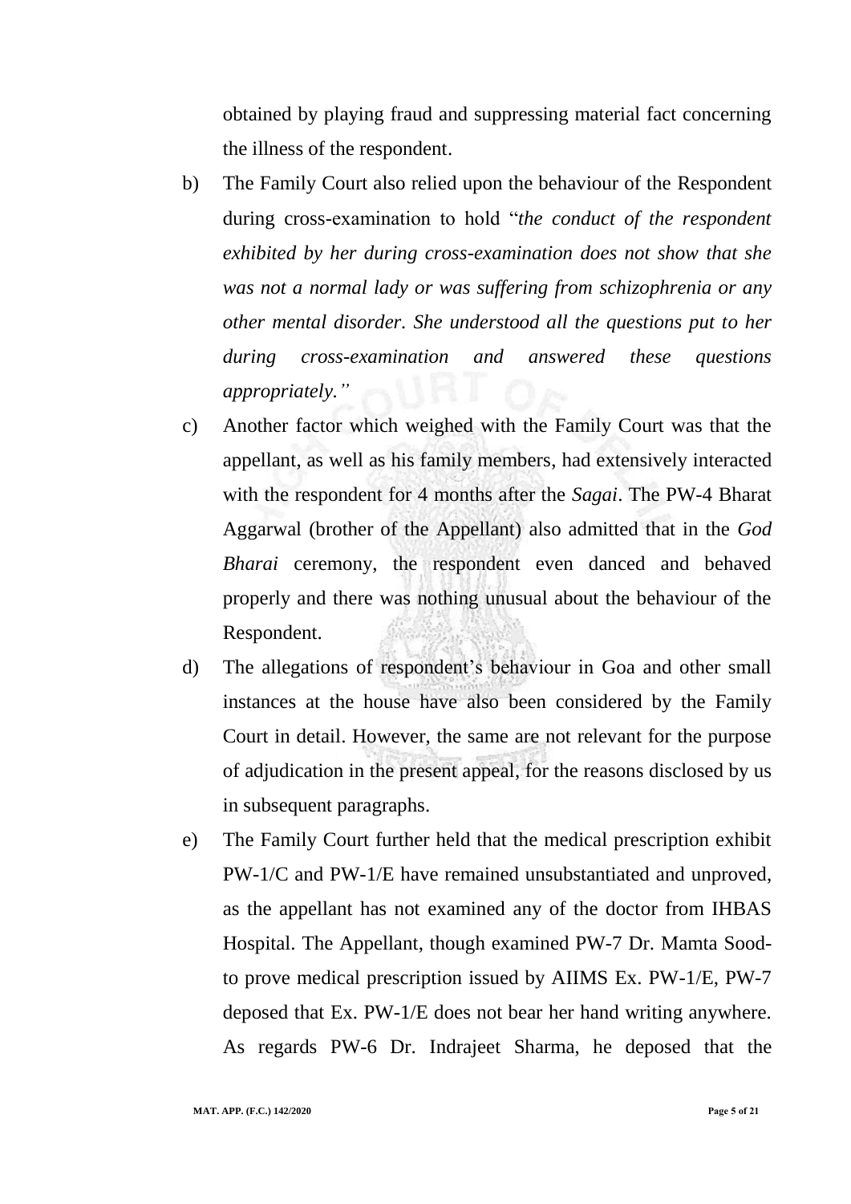obtained by playing fraud and suppressing material fact concerning the illness of the respondent.

b) The Family Court also relied upon the behaviour of the Respondent during cross-examination to hold "*the conduct of the respondent exhibited by her during cross-examination does not show that she was not a normal lady or was suffering from schizophrenia or any other mental disorder. She understood all the questions put to her during cross-examination and answered these questions appropriately.*"

c) Another factor which weighed with the Family Court was that the appellant, as well as his family members, had extensively interacted with the respondent for 4 months after the *Sagai*. The PW-4 Bharat Aggarwal (brother of the Appellant) also admitted that in the *God Bharai* ceremony, the respondent even danced and behaved properly and there was nothing unusual about the behaviour of the Respondent.

d) The allegations of respondent's behaviour in Goa and other small instances at the house have also been considered by the Family Court in detail. However, the same are not relevant for the purpose of adjudication in the present appeal, for the reasons disclosed by us in subsequent paragraphs.

e) The Family Court further held that the medical prescription exhibit PW-1/C and PW-1/E have remained unsubstantiated and unproved, as the appellant has not examined any of the doctor from IHBAS Hospital. The Appellant, though examined PW-7 Dr. Mamta Sood- to prove medical prescription issued by AIIMS Ex. PW-1/E, PW-7 deposed that Ex. PW-1/E does not bear her hand writing anywhere. As regards PW-6 Dr. Indrajeet Sharma, he deposed that the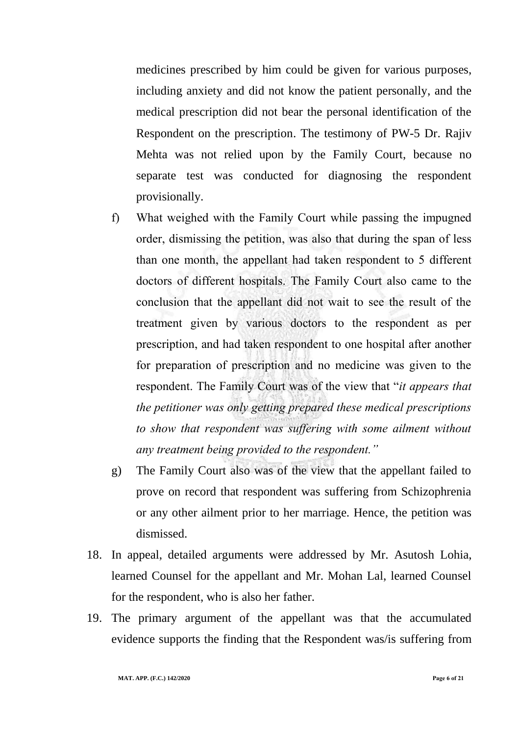medicines prescribed by him could be given for various purposes, including anxiety and did not know the patient personally, and the medical prescription did not bear the personal identification of the Respondent on the prescription. The testimony of PW-5 Dr. Rajiv Mehta was not relied upon by the Family Court, because no separate test was conducted for diagnosing the respondent provisionally.

f) What weighed with the Family Court while passing the impugned order, dismissing the petition, was also that during the span of less than one month, the appellant had taken respondent to 5 different doctors of different hospitals. The Family Court also came to the conclusion that the appellant did not wait to see the result of the treatment given by various doctors to the respondent as per prescription, and had taken respondent to one hospital after another for preparation of prescription and no medicine was given to the respondent. The Family Court was of the view that "*it appears that the petitioner was only getting prepared these medical prescriptions to show that respondent was suffering with some ailment without any treatment being provided to the respondent.*"

g) The Family Court also was of the view that the appellant failed to prove on record that respondent was suffering from Schizophrenia or any other ailment prior to her marriage. Hence, the petition was dismissed.

18. In appeal, detailed arguments were addressed by Mr. Asutosh Lohia, learned Counsel for the appellant and Mr. Mohan Lal, learned Counsel for the respondent, who is also her father.

19. The primary argument of the appellant was that the accumulated evidence supports the finding that the Respondent was/is suffering from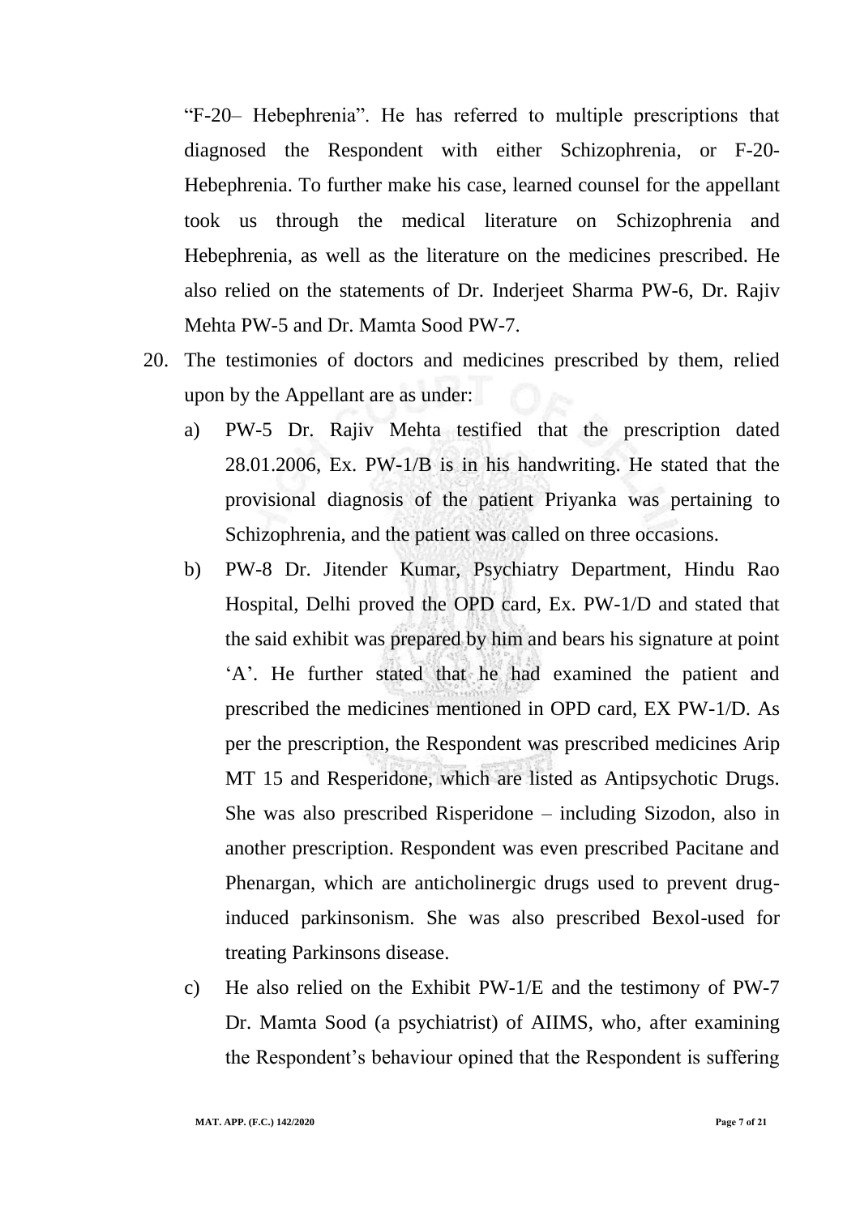"F-20– Hebephrenia". He has referred to multiple prescriptions that diagnosed the Respondent with either Schizophrenia, or F-20-Hebephrenia. To further make his case, learned counsel for the appellant took us through the medical literature on Schizophrenia and Hebephrenia, as well as the literature on the medicines prescribed. He also relied on the statements of Dr. Inderjeet Sharma PW-6, Dr. Rajiv Mehta PW-5 and Dr. Mamta Sood PW-7.

20. The testimonies of doctors and medicines prescribed by them, relied upon by the Appellant are as under:

    a) PW-5 Dr. Rajiv Mehta testified that the prescription dated 28.01.2006, Ex. PW-1/B is in his handwriting. He stated that the provisional diagnosis of the patient Priyanka was pertaining to Schizophrenia, and the patient was called on three occasions.

    b) PW-8 Dr. Jitender Kumar, Psychiatry Department, Hindu Rao Hospital, Delhi proved the OPD card, Ex. PW-1/D and stated that the said exhibit was prepared by him and bears his signature at point 'A'. He further stated that he had examined the patient and prescribed the medicines mentioned in OPD card, EX PW-1/D. As per the prescription, the Respondent was prescribed medicines Arip MT 15 and Resperidone, which are listed as Antipsychotic Drugs. She was also prescribed Risperidone – including Sizodon, also in another prescription. Respondent was even prescribed Pacitane and Phenargan, which are anticholinergic drugs used to prevent drug-induced parkinsonism. She was also prescribed Bexol-used for treating Parkinsons disease.

    c) He also relied on the Exhibit PW-1/E and the testimony of PW-7 Dr. Mamta Sood (a psychiatrist) of AIIMS, who, after examining the Respondent's behaviour opined that the Respondent is suffering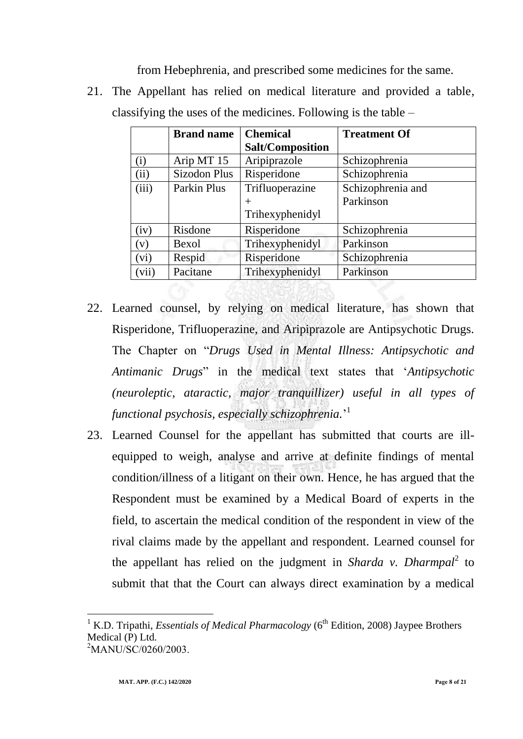from Hebephrenia, and prescribed some medicines for the same.

21. The Appellant has relied on medical literature and provided a table, classifying the uses of the medicines. Following is the table –

| | **Brand name** | **Chemical Salt/Composition** | **Treatment Of** |
|---|---|---|---|
| (i) | Arip MT 15 | Aripiprazole | Schizophrenia |
| (ii) | Sizodon Plus | Risperidone | Schizophrenia |
| (iii) | Parkin Plus | Trifluoperazine + Trihexyphenidyl | Schizophrenia and Parkinson |
| (iv) | Risdone | Risperidone | Schizophrenia |
| (v) | Bexol | Trihexyphenidyl | Parkinson |
| (vi) | Respid | Risperidone | Schizophrenia |
| (vii) | Pacitane | Trihexyphenidyl | Parkinson |

22. Learned counsel, by relying on medical literature, has shown that Risperidone, Trifluoperazine, and Aripiprazole are Antipsychotic Drugs. The Chapter on "*Drugs Used in Mental Illness: Antipsychotic and Antimanic Drugs*" in the medical text states that '*Antipsychotic (neuroleptic, ataractic, major tranquillizer) useful in all types of functional psychosis, especially schizophrenia.*'[1]

23. Learned Counsel for the appellant has submitted that courts are ill-equipped to weigh, analyse and arrive at definite findings of mental condition/illness of a litigant on their own. Hence, he has argued that the Respondent must be examined by a Medical Board of experts in the field, to ascertain the medical condition of the respondent in view of the rival claims made by the appellant and respondent. Learned counsel for the appellant has relied on the judgment in *Sharda v. Dharmpal*[2] to submit that that the Court can always direct examination by a medical

---

[1] K.D. Tripathi, *Essentials of Medical Pharmacology* (6th Edition, 2008) Jaypee Brothers Medical (P) Ltd.

[2] MANU/SC/0260/2003.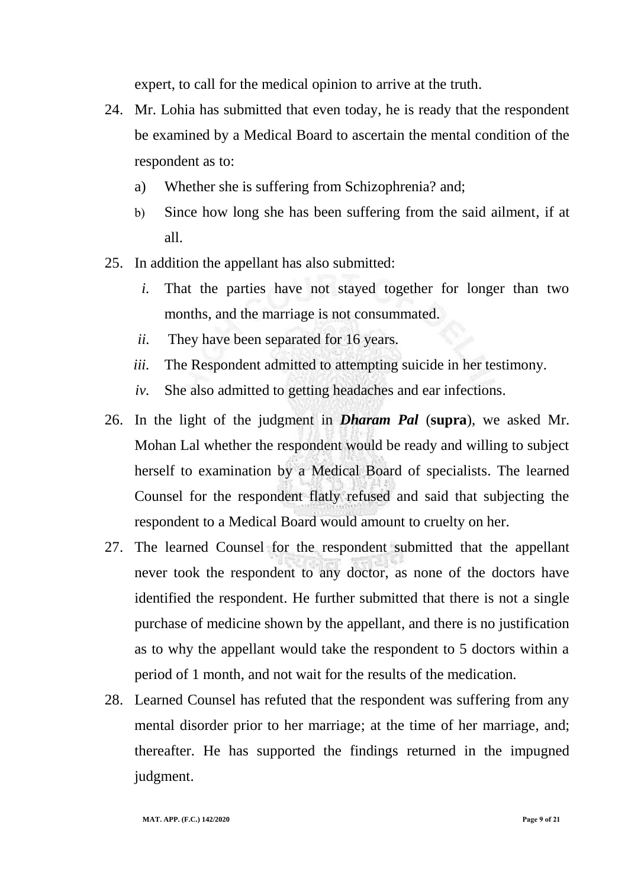expert, to call for the medical opinion to arrive at the truth.

24. Mr. Lohia has submitted that even today, he is ready that the respondent be examined by a Medical Board to ascertain the mental condition of the respondent as to:

    a) Whether she is suffering from Schizophrenia? and;

    b) Since how long she has been suffering from the said ailment, if at all.

25. In addition the appellant has also submitted:

    *i.* That the parties have not stayed together for longer than two months, and the marriage is not consummated.

    *ii.* They have been separated for 16 years.

    *iii.* The Respondent admitted to attempting suicide in her testimony.

    *iv.* She also admitted to getting headaches and ear infections.

26. In the light of the judgment in ***Dharam Pal*** (**supra**), we asked Mr. Mohan Lal whether the respondent would be ready and willing to subject herself to examination by a Medical Board of specialists. The learned Counsel for the respondent flatly refused and said that subjecting the respondent to a Medical Board would amount to cruelty on her.

27. The learned Counsel for the respondent submitted that the appellant never took the respondent to any doctor, as none of the doctors have identified the respondent. He further submitted that there is not a single purchase of medicine shown by the appellant, and there is no justification as to why the appellant would take the respondent to 5 doctors within a period of 1 month, and not wait for the results of the medication.

28. Learned Counsel has refuted that the respondent was suffering from any mental disorder prior to her marriage; at the time of her marriage, and; thereafter. He has supported the findings returned in the impugned judgment.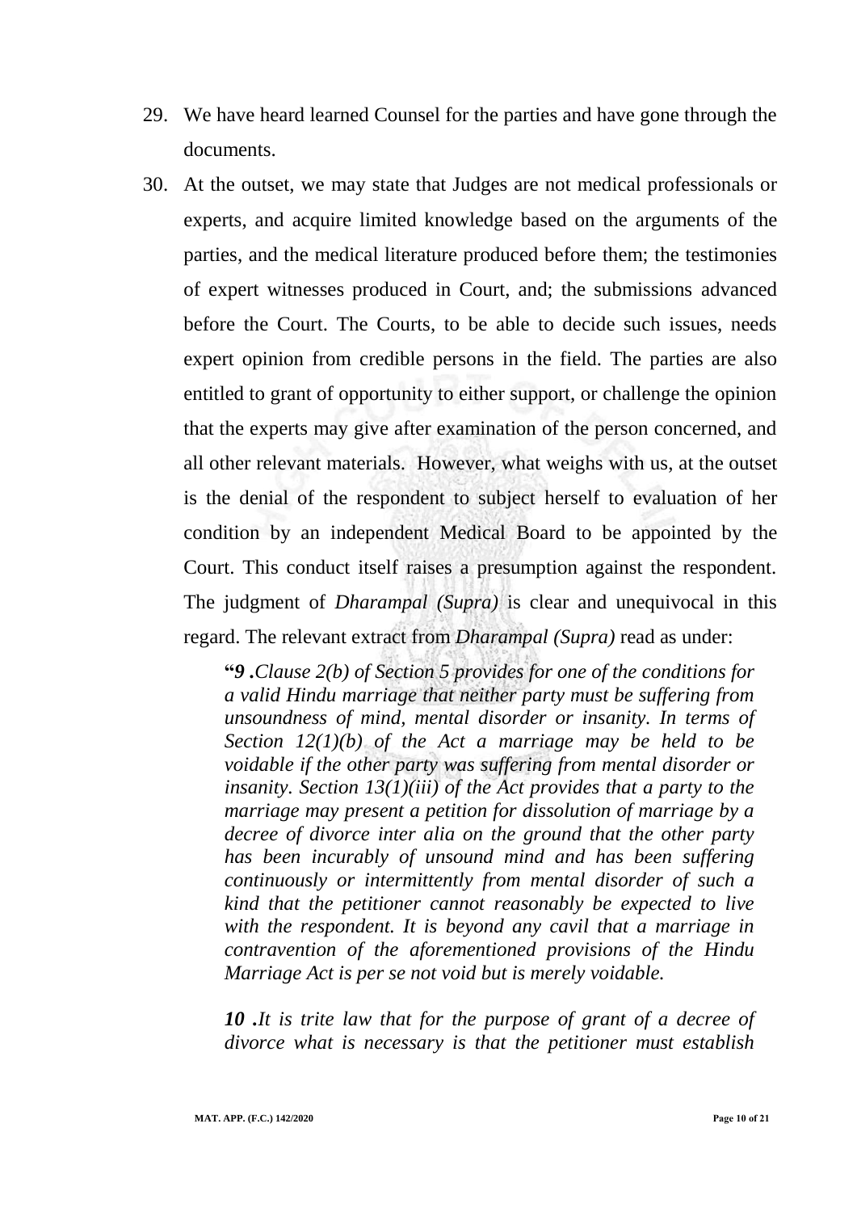29. We have heard learned Counsel for the parties and have gone through the documents.

30. At the outset, we may state that Judges are not medical professionals or experts, and acquire limited knowledge based on the arguments of the parties, and the medical literature produced before them; the testimonies of expert witnesses produced in Court, and; the submissions advanced before the Court. The Courts, to be able to decide such issues, needs expert opinion from credible persons in the field. The parties are also entitled to grant of opportunity to either support, or challenge the opinion that the experts may give after examination of the person concerned, and all other relevant materials. However, what weighs with us, at the outset is the denial of the respondent to subject herself to evaluation of her condition by an independent Medical Board to be appointed by the Court. This conduct itself raises a presumption against the respondent. The judgment of *Dharampal (Supra)* is clear and unequivocal in this regard. The relevant extract from *Dharampal (Supra)* read as under:

> **"*9* .***Clause 2(b) of Section 5 provides for one of the conditions for a valid Hindu marriage that neither party must be suffering from unsoundness of mind, mental disorder or insanity. In terms of Section 12(1)(b) of the Act a marriage may be held to be voidable if the other party was suffering from mental disorder or insanity. Section 13(1)(iii) of the Act provides that a party to the marriage may present a petition for dissolution of marriage by a decree of divorce inter alia on the ground that the other party has been incurably of unsound mind and has been suffering continuously or intermittently from mental disorder of such a kind that the petitioner cannot reasonably be expected to live with the respondent. It is beyond any cavil that a marriage in contravention of the aforementioned provisions of the Hindu Marriage Act is per se not void but is merely voidable.*
>
> ***10* .***It is trite law that for the purpose of grant of a decree of divorce what is necessary is that the petitioner must establish*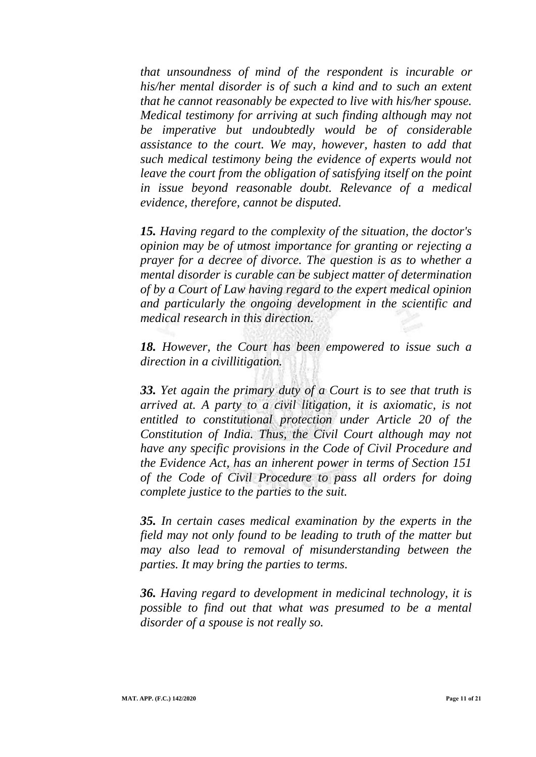*that unsoundness of mind of the respondent is incurable or his/her mental disorder is of such a kind and to such an extent that he cannot reasonably be expected to live with his/her spouse. Medical testimony for arriving at such finding although may not be imperative but undoubtedly would be of considerable assistance to the court. We may, however, hasten to add that such medical testimony being the evidence of experts would not leave the court from the obligation of satisfying itself on the point in issue beyond reasonable doubt. Relevance of a medical evidence, therefore, cannot be disputed.*

***15.*** *Having regard to the complexity of the situation, the doctor's opinion may be of utmost importance for granting or rejecting a prayer for a decree of divorce. The question is as to whether a mental disorder is curable can be subject matter of determination of by a Court of Law having regard to the expert medical opinion and particularly the ongoing development in the scientific and medical research in this direction.*

***18.*** *However, the Court has been empowered to issue such a direction in a civillitigation.*

***33.*** *Yet again the primary duty of a Court is to see that truth is arrived at. A party to a civil litigation, it is axiomatic, is not entitled to constitutional protection under Article 20 of the Constitution of India. Thus, the Civil Court although may not have any specific provisions in the Code of Civil Procedure and the Evidence Act, has an inherent power in terms of Section 151 of the Code of Civil Procedure to pass all orders for doing complete justice to the parties to the suit.*

***35.*** *In certain cases medical examination by the experts in the field may not only found to be leading to truth of the matter but may also lead to removal of misunderstanding between the parties. It may bring the parties to terms.*

***36.*** *Having regard to development in medicinal technology, it is possible to find out that what was presumed to be a mental disorder of a spouse is not really so.*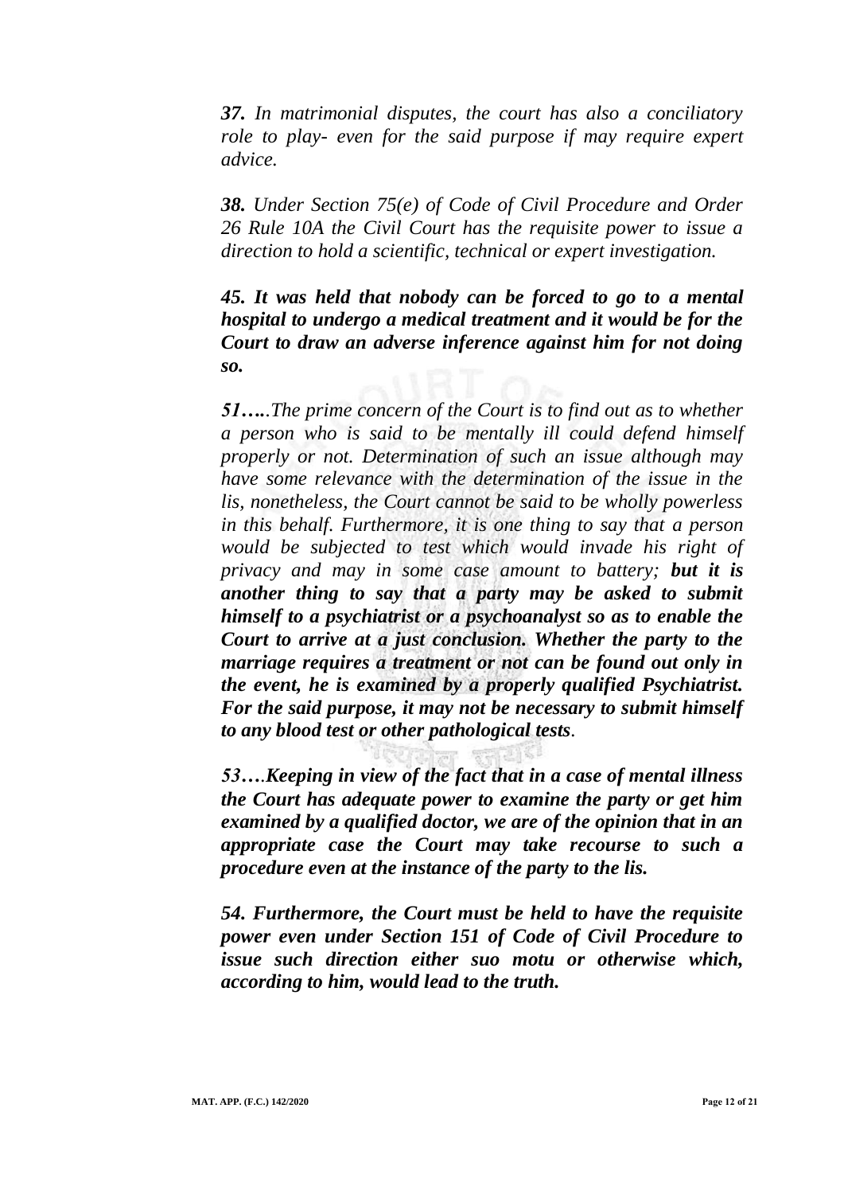*__37.__ In matrimonial disputes, the court has also a conciliatory role to play- even for the said purpose if may require expert advice.*

*__38.__ Under Section 75(e) of Code of Civil Procedure and Order 26 Rule 10A the Civil Court has the requisite power to issue a direction to hold a scientific, technical or expert investigation.*

***45. It was held that nobody can be forced to go to a mental hospital to undergo a medical treatment and it would be for the Court to draw an adverse inference against him for not doing so.***

*__51…..__The prime concern of the Court is to find out as to whether a person who is said to be mentally ill could defend himself properly or not. Determination of such an issue although may have some relevance with the determination of the issue in the lis, nonetheless, the Court cannot be said to be wholly powerless in this behalf. Furthermore, it is one thing to say that a person would be subjected to test which would invade his right of privacy and may in some case amount to battery; __but it is another thing to say that a party may be asked to submit himself to a psychiatrist or a psychoanalyst so as to enable the Court to arrive at a just conclusion. Whether the party to the marriage requires a treatment or not can be found out only in the event, he is examined by a properly qualified Psychiatrist. For the said purpose, it may not be necessary to submit himself to any blood test or other pathological tests__.*

***53….Keeping in view of the fact that in a case of mental illness the Court has adequate power to examine the party or get him examined by a qualified doctor, we are of the opinion that in an appropriate case the Court may take recourse to such a procedure even at the instance of the party to the lis.***

***54. Furthermore, the Court must be held to have the requisite power even under Section 151 of Code of Civil Procedure to issue such direction either suo motu or otherwise which, according to him, would lead to the truth.***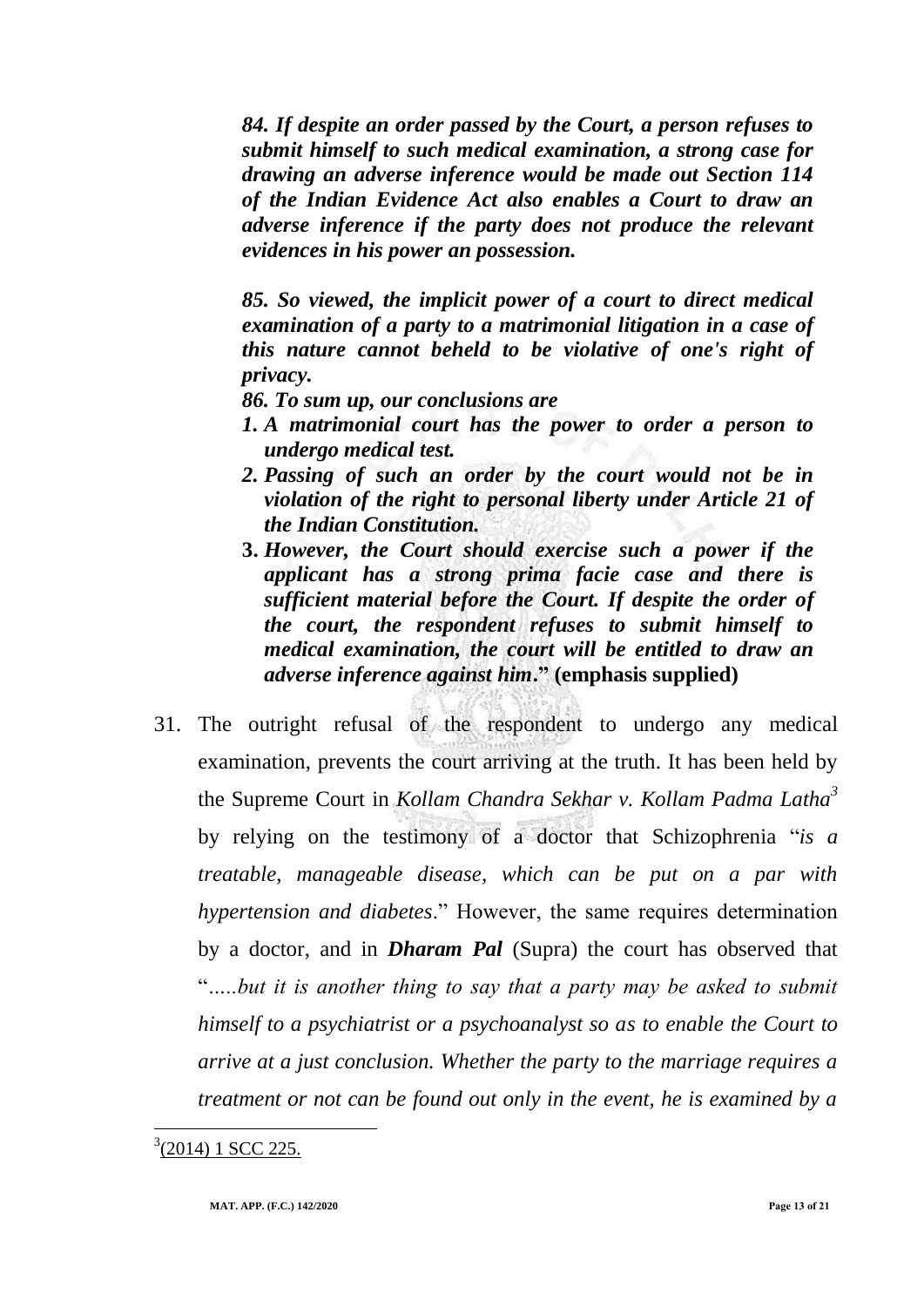> ***84. If despite an order passed by the Court, a person refuses to submit himself to such medical examination, a strong case for drawing an adverse inference would be made out Section 114 of the Indian Evidence Act also enables a Court to draw an adverse inference if the party does not produce the relevant evidences in his power an possession.***
>
> ***85. So viewed, the implicit power of a court to direct medical examination of a party to a matrimonial litigation in a case of this nature cannot beheld to be violative of one's right of privacy.***
>
> ***86. To sum up, our conclusions are***
>
> 1. ***A matrimonial court has the power to order a person to undergo medical test.***
> 2. ***Passing of such an order by the court would not be in violation of the right to personal liberty under Article 21 of the Indian Constitution.***
> 3. ***However, the Court should exercise such a power if the applicant has a strong prima facie case and there is sufficient material before the Court. If despite the order of the court, the respondent refuses to submit himself to medical examination, the court will be entitled to draw an adverse inference against him*." (emphasis supplied)**

31. The outright refusal of the respondent to undergo any medical examination, prevents the court arriving at the truth. It has been held by the Supreme Court in *Kollam Chandra Sekhar v. Kollam Padma Latha*[3] by relying on the testimony of a doctor that Schizophrenia "*is a treatable, manageable disease, which can be put on a par with hypertension and diabetes*." However, the same requires determination by a doctor, and in ***Dharam Pal*** (Supra) the court has observed that "*.....but it is another thing to say that a party may be asked to submit himself to a psychiatrist or a psychoanalyst so as to enable the Court to arrive at a just conclusion. Whether the party to the marriage requires a treatment or not can be found out only in the event, he is examined by a*

---

[3] (2014) 1 SCC 225.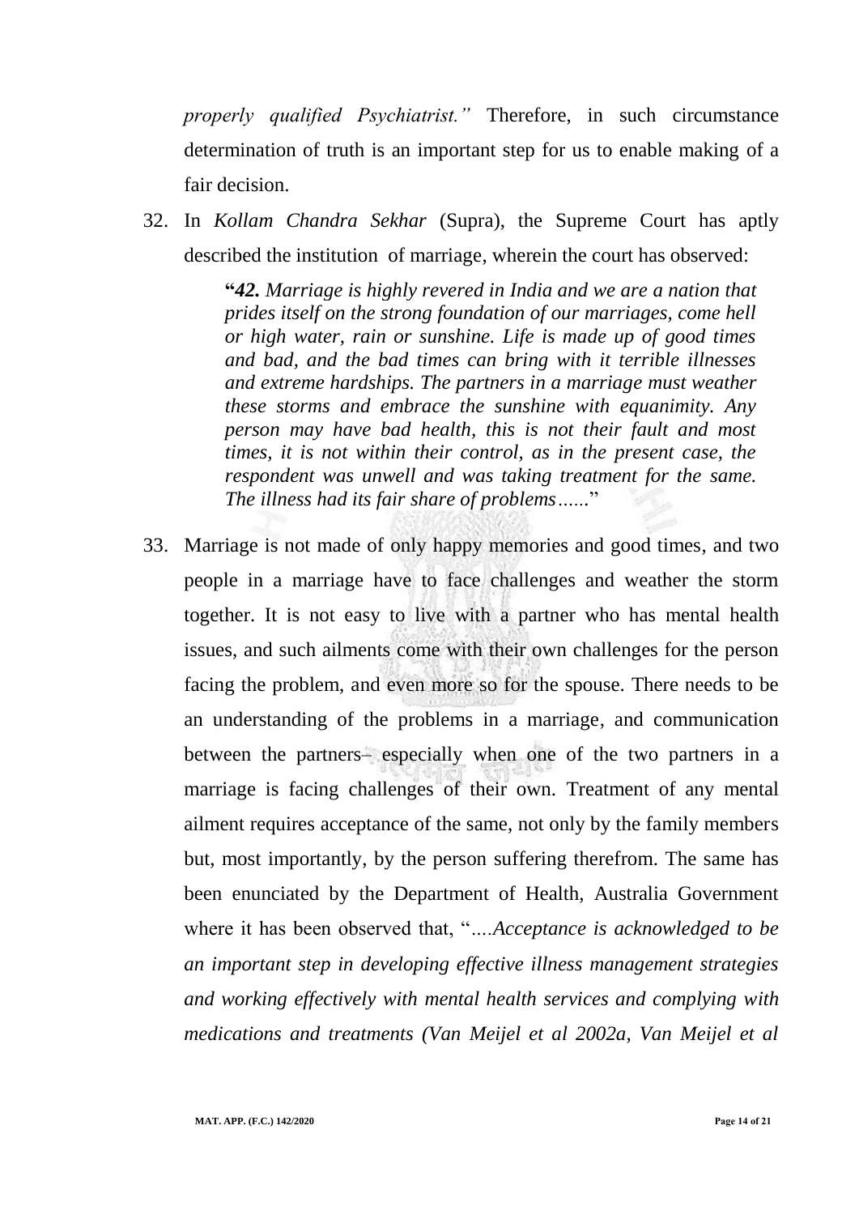*properly qualified Psychiatrist."* Therefore, in such circumstance determination of truth is an important step for us to enable making of a fair decision.

32. In *Kollam Chandra Sekhar* (Supra), the Supreme Court has aptly described the institution of marriage, wherein the court has observed:

> **"*42.*** *Marriage is highly revered in India and we are a nation that prides itself on the strong foundation of our marriages, come hell or high water, rain or sunshine. Life is made up of good times and bad, and the bad times can bring with it terrible illnesses and extreme hardships. The partners in a marriage must weather these storms and embrace the sunshine with equanimity. Any person may have bad health, this is not their fault and most times, it is not within their control, as in the present case, the respondent was unwell and was taking treatment for the same. The illness had its fair share of problems......*"

33. Marriage is not made of only happy memories and good times, and two people in a marriage have to face challenges and weather the storm together. It is not easy to live with a partner who has mental health issues, and such ailments come with their own challenges for the person facing the problem, and even more so for the spouse. There needs to be an understanding of the problems in a marriage, and communication between the partners– especially when one of the two partners in a marriage is facing challenges of their own. Treatment of any mental ailment requires acceptance of the same, not only by the family members but, most importantly, by the person suffering therefrom. The same has been enunciated by the Department of Health, Australia Government where it has been observed that, "*....Acceptance is acknowledged to be an important step in developing effective illness management strategies and working effectively with mental health services and complying with medications and treatments (Van Meijel et al 2002a, Van Meijel et al*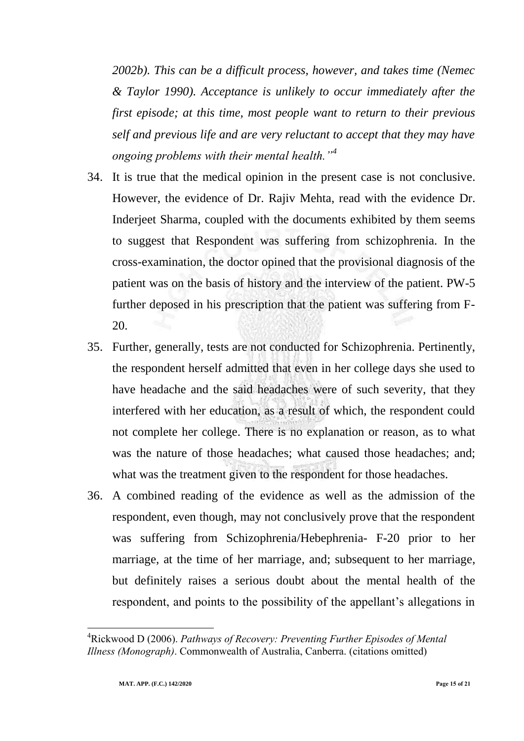*2002b). This can be a difficult process, however, and takes time (Nemec & Taylor 1990). Acceptance is unlikely to occur immediately after the first episode; at this time, most people want to return to their previous self and previous life and are very reluctant to accept that they may have ongoing problems with their mental health."*[4]

34. It is true that the medical opinion in the present case is not conclusive. However, the evidence of Dr. Rajiv Mehta, read with the evidence Dr. Inderjeet Sharma, coupled with the documents exhibited by them seems to suggest that Respondent was suffering from schizophrenia. In the cross-examination, the doctor opined that the provisional diagnosis of the patient was on the basis of history and the interview of the patient. PW-5 further deposed in his prescription that the patient was suffering from F-20.

35. Further, generally, tests are not conducted for Schizophrenia. Pertinently, the respondent herself admitted that even in her college days she used to have headache and the said headaches were of such severity, that they interfered with her education, as a result of which, the respondent could not complete her college. There is no explanation or reason, as to what was the nature of those headaches; what caused those headaches; and; what was the treatment given to the respondent for those headaches.

36. A combined reading of the evidence as well as the admission of the respondent, even though, may not conclusively prove that the respondent was suffering from Schizophrenia/Hebephrenia- F-20 prior to her marriage, at the time of her marriage, and; subsequent to her marriage, but definitely raises a serious doubt about the mental health of the respondent, and points to the possibility of the appellant's allegations in

---

[4]Rickwood D (2006). *Pathways of Recovery: Preventing Further Episodes of Mental Illness (Monograph)*. Commonwealth of Australia, Canberra. (citations omitted)

**MAT. APP. (F.C.) 142/2020**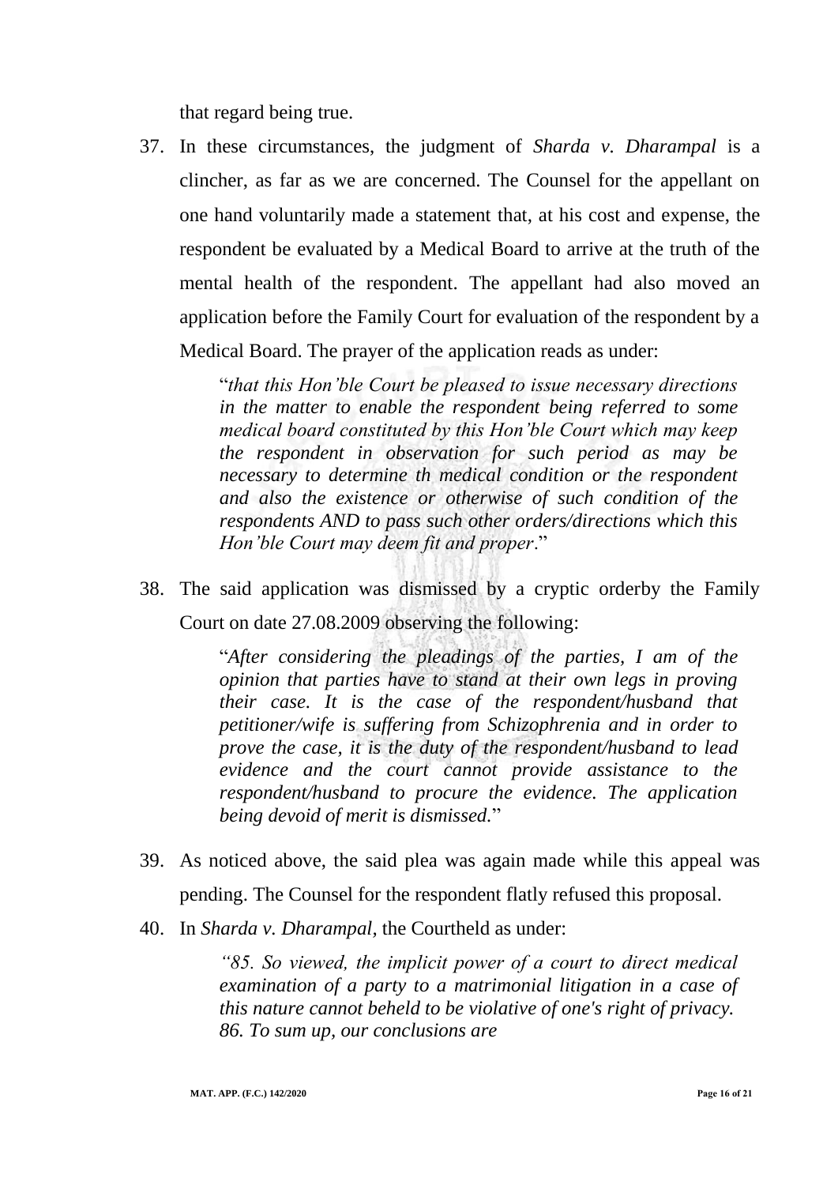that regard being true.

37. In these circumstances, the judgment of *Sharda v. Dharampal* is a clincher, as far as we are concerned. The Counsel for the appellant on one hand voluntarily made a statement that, at his cost and expense, the respondent be evaluated by a Medical Board to arrive at the truth of the mental health of the respondent. The appellant had also moved an application before the Family Court for evaluation of the respondent by a Medical Board. The prayer of the application reads as under:

    "*that this Hon'ble Court be pleased to issue necessary directions in the matter to enable the respondent being referred to some medical board constituted by this Hon'ble Court which may keep the respondent in observation for such period as may be necessary to determine th medical condition or the respondent and also the existence or otherwise of such condition of the respondents AND to pass such other orders/directions which this Hon'ble Court may deem fit and proper*."

38. The said application was dismissed by a cryptic orderby the Family Court on date 27.08.2009 observing the following:

    "*After considering the pleadings of the parties, I am of the opinion that parties have to stand at their own legs in proving their case. It is the case of the respondent/husband that petitioner/wife is suffering from Schizophrenia and in order to prove the case, it is the duty of the respondent/husband to lead evidence and the court cannot provide assistance to the respondent/husband to procure the evidence. The application being devoid of merit is dismissed.*"

39. As noticed above, the said plea was again made while this appeal was pending. The Counsel for the respondent flatly refused this proposal.

40. In *Sharda v. Dharampal*, the Courtheld as under:

    *"85. So viewed, the implicit power of a court to direct medical examination of a party to a matrimonial litigation in a case of this nature cannot beheld to be violative of one's right of privacy.*
    *86. To sum up, our conclusions are*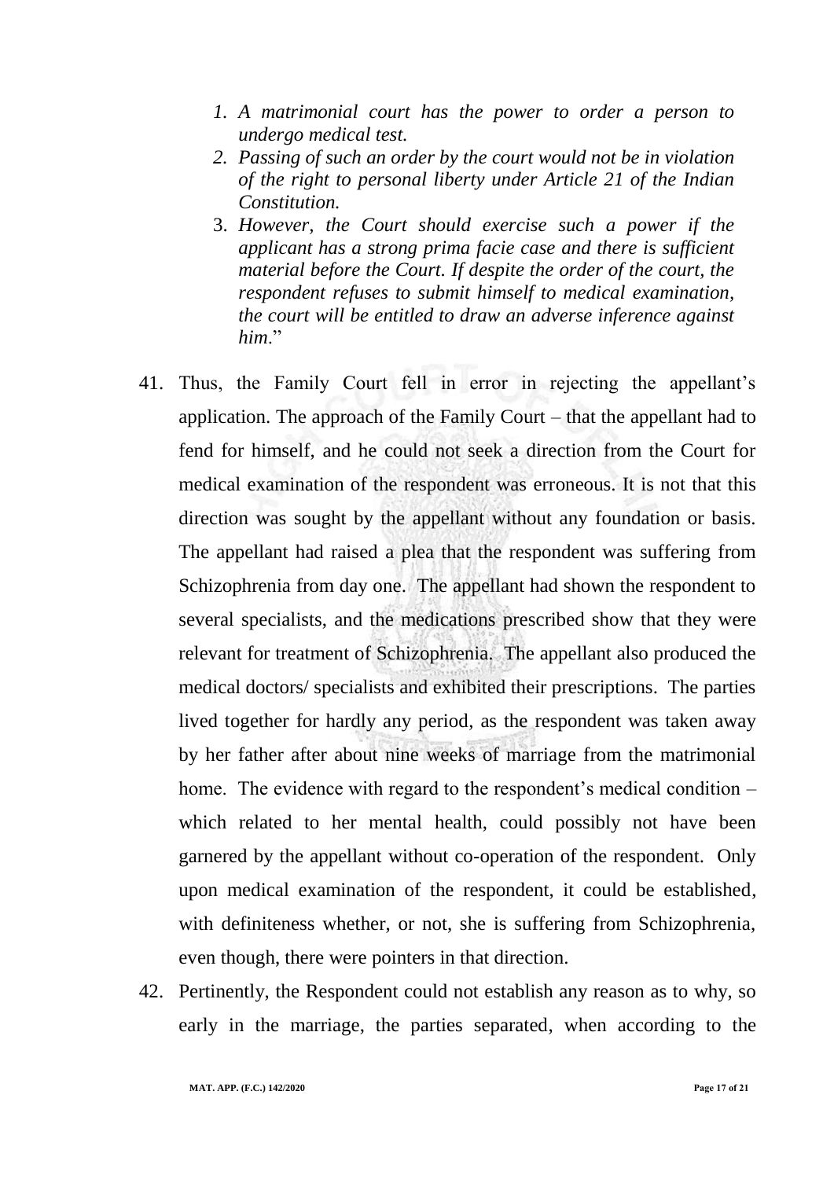1. *A matrimonial court has the power to order a person to undergo medical test.*
2. *Passing of such an order by the court would not be in violation of the right to personal liberty under Article 21 of the Indian Constitution.*
3. *However, the Court should exercise such a power if the applicant has a strong prima facie case and there is sufficient material before the Court. If despite the order of the court, the respondent refuses to submit himself to medical examination, the court will be entitled to draw an adverse inference against him.*"

41. Thus, the Family Court fell in error in rejecting the appellant's application. The approach of the Family Court – that the appellant had to fend for himself, and he could not seek a direction from the Court for medical examination of the respondent was erroneous. It is not that this direction was sought by the appellant without any foundation or basis. The appellant had raised a plea that the respondent was suffering from Schizophrenia from day one. The appellant had shown the respondent to several specialists, and the medications prescribed show that they were relevant for treatment of Schizophrenia. The appellant also produced the medical doctors/ specialists and exhibited their prescriptions. The parties lived together for hardly any period, as the respondent was taken away by her father after about nine weeks of marriage from the matrimonial home. The evidence with regard to the respondent's medical condition – which related to her mental health, could possibly not have been garnered by the appellant without co-operation of the respondent. Only upon medical examination of the respondent, it could be established, with definiteness whether, or not, she is suffering from Schizophrenia, even though, there were pointers in that direction.

42. Pertinently, the Respondent could not establish any reason as to why, so early in the marriage, the parties separated, when according to the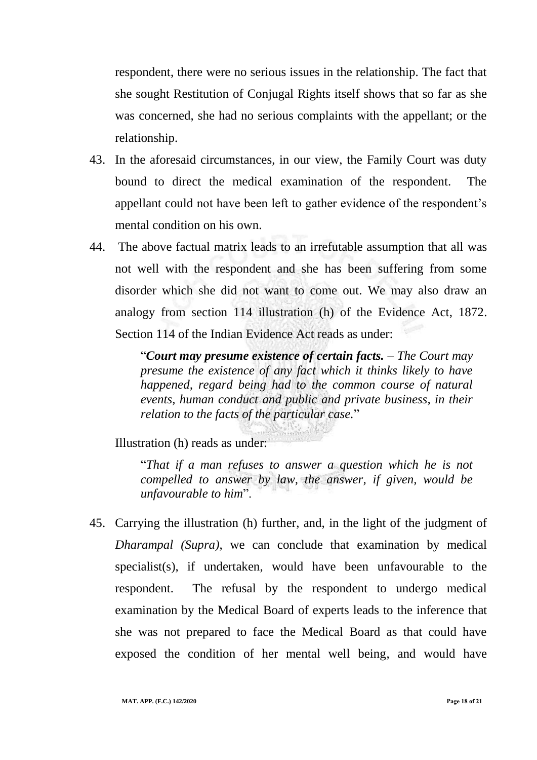respondent, there were no serious issues in the relationship. The fact that she sought Restitution of Conjugal Rights itself shows that so far as she was concerned, she had no serious complaints with the appellant; or the relationship.

43. In the aforesaid circumstances, in our view, the Family Court was duty bound to direct the medical examination of the respondent. The appellant could not have been left to gather evidence of the respondent's mental condition on his own.

44. The above factual matrix leads to an irrefutable assumption that all was not well with the respondent and she has been suffering from some disorder which she did not want to come out. We may also draw an analogy from section 114 illustration (h) of the Evidence Act, 1872. Section 114 of the Indian Evidence Act reads as under:

 > "***Court may presume existence of certain facts.*** *– The Court may presume the existence of any fact which it thinks likely to have happened, regard being had to the common course of natural events, human conduct and public and private business, in their relation to the facts of the particular case.*"

 Illustration (h) reads as under:

 > "*That if a man refuses to answer a question which he is not compelled to answer by law, the answer, if given, would be unfavourable to him*".

45. Carrying the illustration (h) further, and, in the light of the judgment of *Dharampal (Supra)*, we can conclude that examination by medical specialist(s), if undertaken, would have been unfavourable to the respondent. The refusal by the respondent to undergo medical examination by the Medical Board of experts leads to the inference that she was not prepared to face the Medical Board as that could have exposed the condition of her mental well being, and would have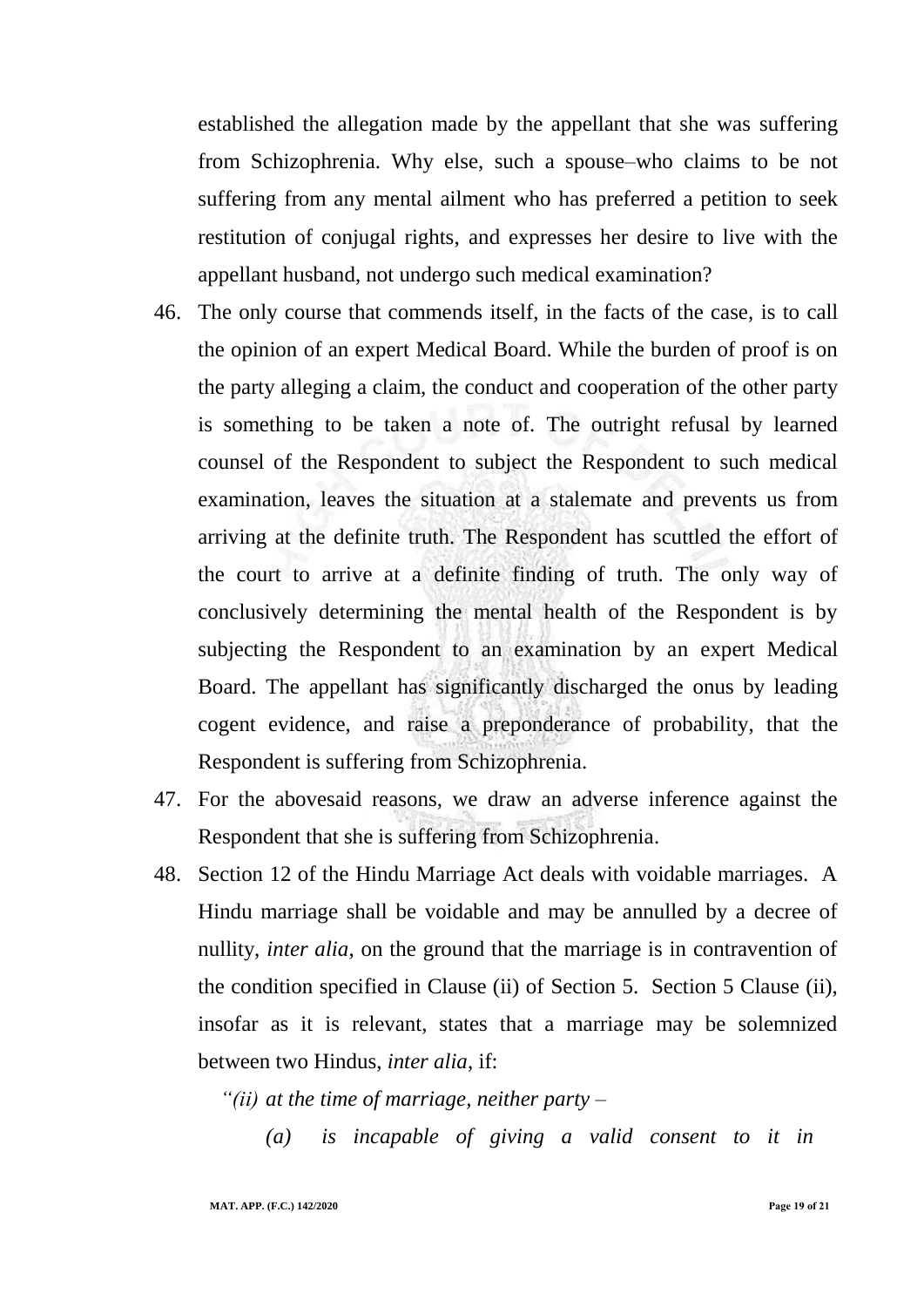established the allegation made by the appellant that she was suffering from Schizophrenia. Why else, such a spouse–who claims to be not suffering from any mental ailment who has preferred a petition to seek restitution of conjugal rights, and expresses her desire to live with the appellant husband, not undergo such medical examination?

46. The only course that commends itself, in the facts of the case, is to call the opinion of an expert Medical Board. While the burden of proof is on the party alleging a claim, the conduct and cooperation of the other party is something to be taken a note of. The outright refusal by learned counsel of the Respondent to subject the Respondent to such medical examination, leaves the situation at a stalemate and prevents us from arriving at the definite truth. The Respondent has scuttled the effort of the court to arrive at a definite finding of truth. The only way of conclusively determining the mental health of the Respondent is by subjecting the Respondent to an examination by an expert Medical Board. The appellant has significantly discharged the onus by leading cogent evidence, and raise a preponderance of probability, that the Respondent is suffering from Schizophrenia.

47. For the abovesaid reasons, we draw an adverse inference against the Respondent that she is suffering from Schizophrenia.

48. Section 12 of the Hindu Marriage Act deals with voidable marriages. A Hindu marriage shall be voidable and may be annulled by a decree of nullity, *inter alia*, on the ground that the marriage is in contravention of the condition specified in Clause (ii) of Section 5. Section 5 Clause (ii), insofar as it is relevant, states that a marriage may be solemnized between two Hindus, *inter alia*, if:

*"(ii) at the time of marriage, neither party –*

*(a) is incapable of giving a valid consent to it in*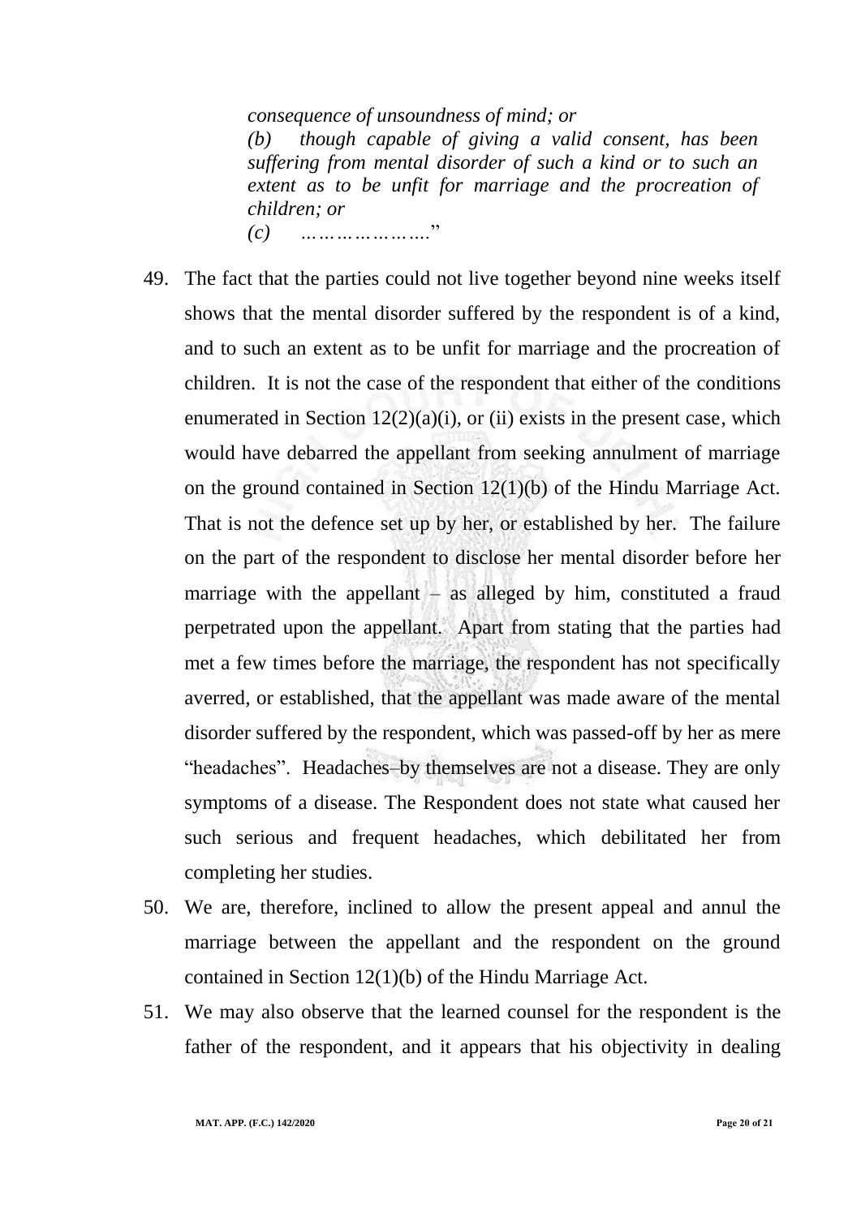*consequence of unsoundness of mind; or*

*(b) though capable of giving a valid consent, has been suffering from mental disorder of such a kind or to such an extent as to be unfit for marriage and the procreation of children; or*

*(c) ………………….*"

49. The fact that the parties could not live together beyond nine weeks itself shows that the mental disorder suffered by the respondent is of a kind, and to such an extent as to be unfit for marriage and the procreation of children. It is not the case of the respondent that either of the conditions enumerated in Section 12(2)(a)(i), or (ii) exists in the present case, which would have debarred the appellant from seeking annulment of marriage on the ground contained in Section 12(1)(b) of the Hindu Marriage Act. That is not the defence set up by her, or established by her. The failure on the part of the respondent to disclose her mental disorder before her marriage with the appellant – as alleged by him, constituted a fraud perpetrated upon the appellant. Apart from stating that the parties had met a few times before the marriage, the respondent has not specifically averred, or established, that the appellant was made aware of the mental disorder suffered by the respondent, which was passed-off by her as mere "headaches". Headaches–by themselves are not a disease. They are only symptoms of a disease. The Respondent does not state what caused her such serious and frequent headaches, which debilitated her from completing her studies.

50. We are, therefore, inclined to allow the present appeal and annul the marriage between the appellant and the respondent on the ground contained in Section 12(1)(b) of the Hindu Marriage Act.

51. We may also observe that the learned counsel for the respondent is the father of the respondent, and it appears that his objectivity in dealing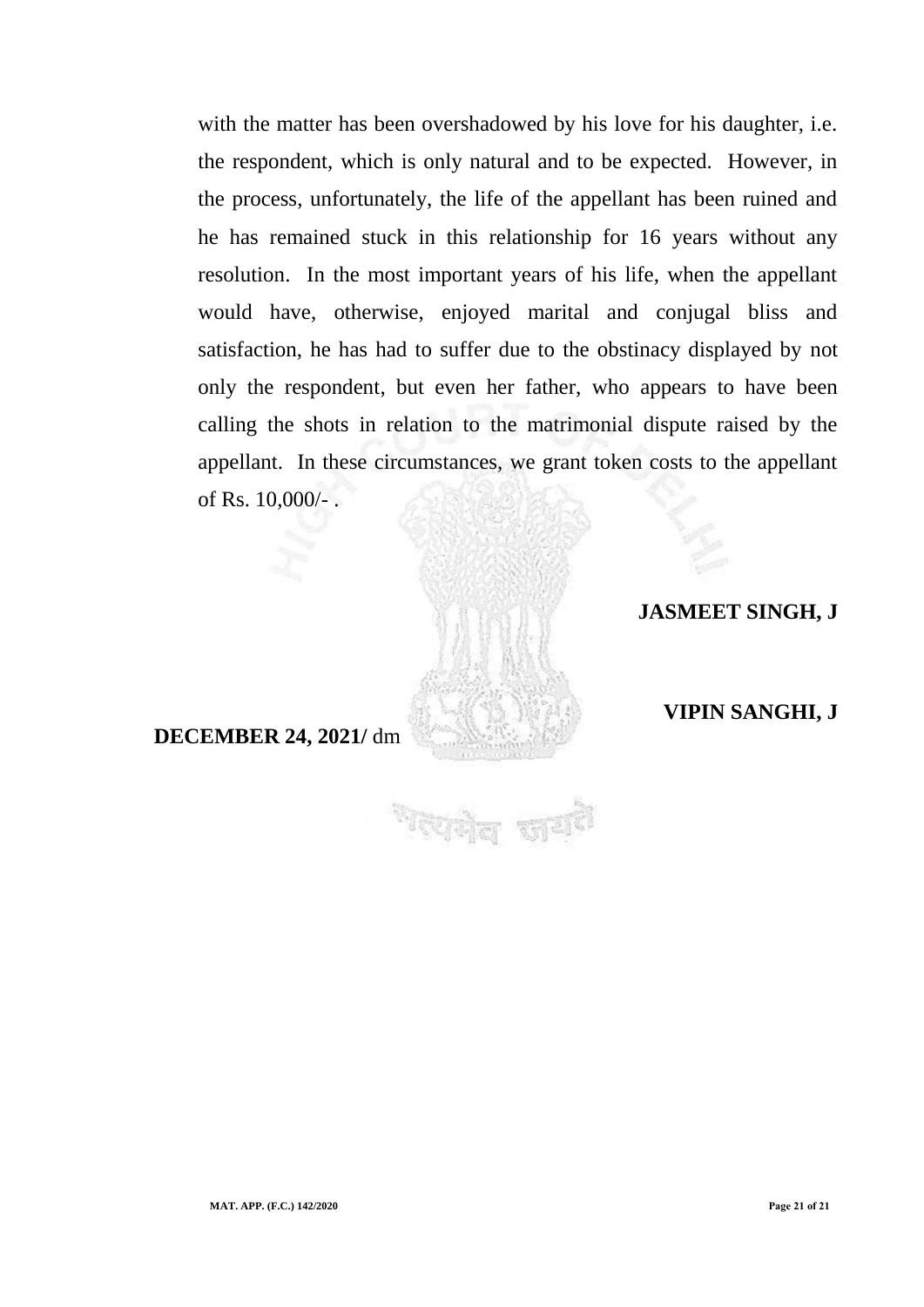with the matter has been overshadowed by his love for his daughter, i.e. the respondent, which is only natural and to be expected. However, in the process, unfortunately, the life of the appellant has been ruined and he has remained stuck in this relationship for 16 years without any resolution. In the most important years of his life, when the appellant would have, otherwise, enjoyed marital and conjugal bliss and satisfaction, he has had to suffer due to the obstinacy displayed by not only the respondent, but even her father, who appears to have been calling the shots in relation to the matrimonial dispute raised by the appellant. In these circumstances, we grant token costs to the appellant of Rs. 10,000/- .

**JASMEET SINGH, J**

**VIPIN SANGHI, J**

**DECEMBER 24, 2021/** dm